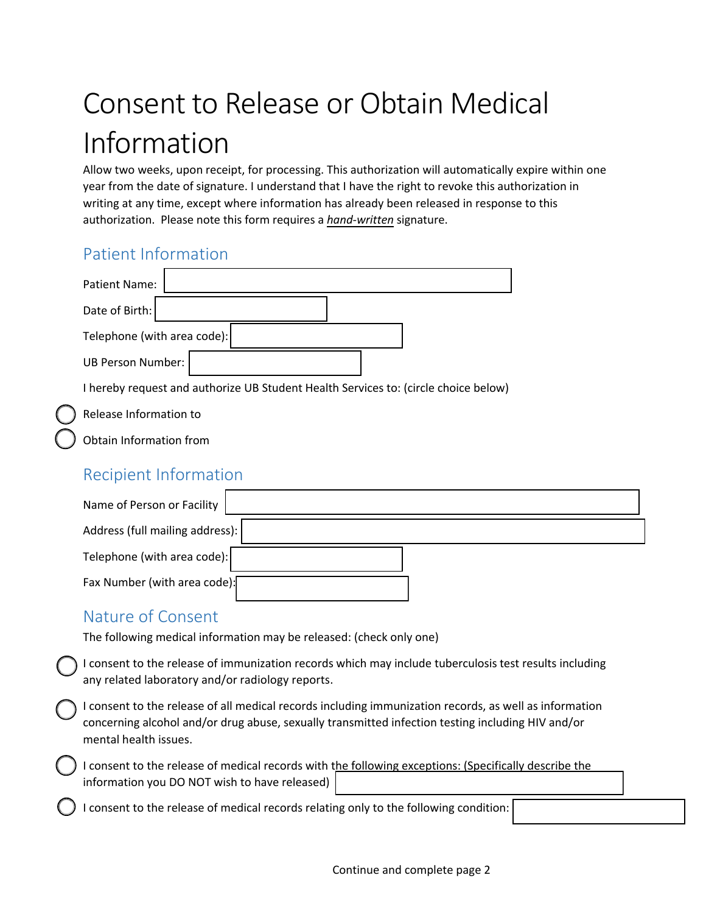# Consent to Release or Obtain Medical Information

Allow two weeks, upon receipt, for processing. This authorization will automatically expire within one year from the date of signature. I understand that I have the right to revoke this authorization in writing at any time, except where information has already been released in response to this authorization. Please note this form requires a ***hand-written*** signature.

## Patient Information

Patient Name:

Date of Birth:

Telephone (with area code):

UB Person Number:

I hereby request and authorize UB Student Health Services to: (circle choice below)

- ◯ Release Information to
- ◯ Obtain Information from

## Recipient Information

Name of Person or Facility

Address (full mailing address):

Telephone (with area code):

Fax Number (with area code):

## Nature of Consent

The following medical information may be released: (check only one)

- ◯ I consent to the release of immunization records which may include tuberculosis test results including any related laboratory and/or radiology reports.
- ◯ I consent to the release of all medical records including immunization records, as well as information concerning alcohol and/or drug abuse, sexually transmitted infection testing including HIV and/or mental health issues.
- ◯ I consent to the release of medical records with the following exceptions: (Specifically describe the information you DO NOT wish to have released)
- ◯ I consent to the release of medical records relating only to the following condition:

Continue and complete page 2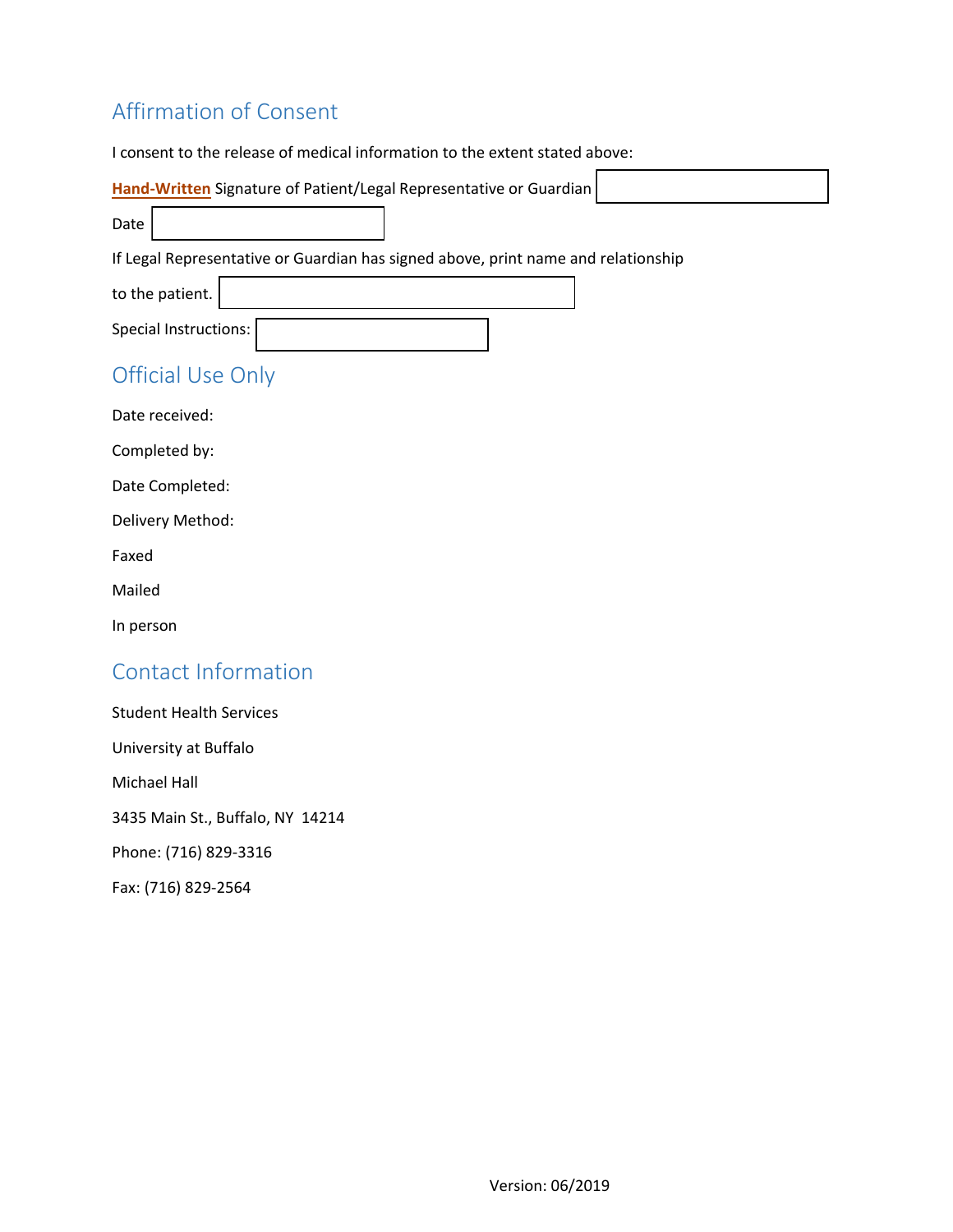## Affirmation of Consent

I consent to the release of medical information to the extent stated above:

**Hand-Written** Signature of Patient/Legal Representative or Guardian

Date

If Legal Representative or Guardian has signed above, print name and relationship to the patient.

Special Instructions:

## Official Use Only

Date received:

Completed by:

Date Completed:

Delivery Method:

Faxed

Mailed

In person

## Contact Information

Student Health Services

University at Buffalo

Michael Hall

3435 Main St., Buffalo, NY 14214

Phone: (716) 829-3316

Fax: (716) 829-2564

Version: 06/2019